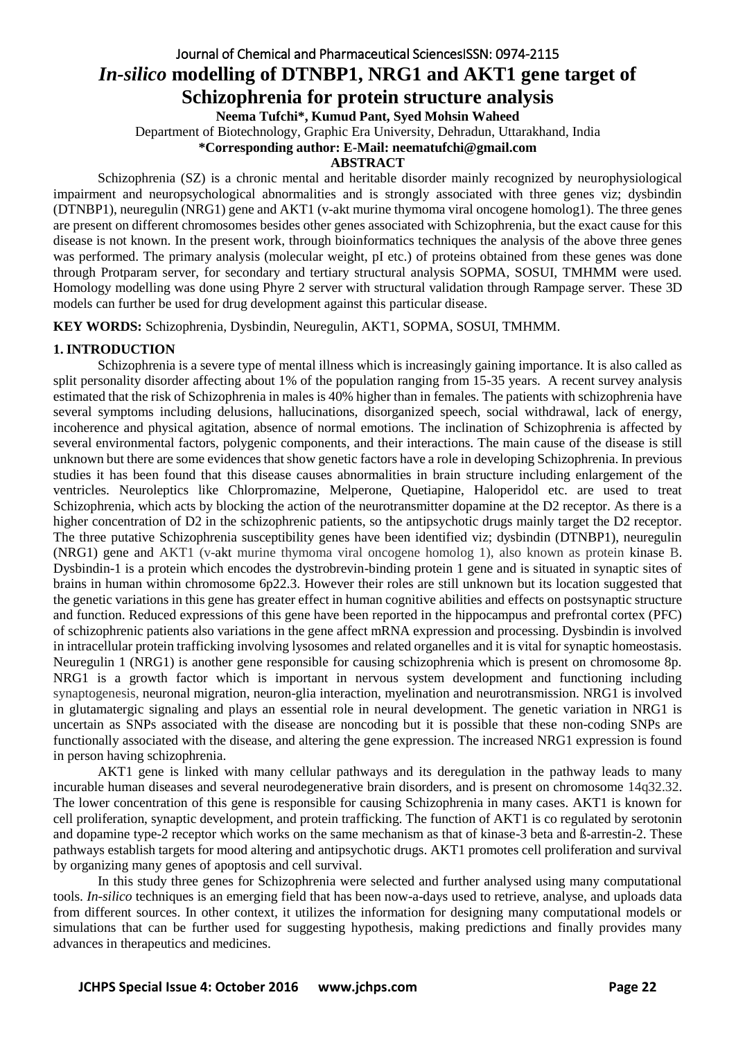# *In-silico* modelling of DTNBP1, NRG1 and AKT1 gene target of Schizophrenia for protein structure analysis

**Neema Tufchi\*, Kumud Pant, Syed Mohsin Waheed**

Department of Biotechnology, Graphic Era University, Dehradun, Uttarakhand, India

**\*Corresponding author: E-Mail: neematufchi@gmail.com**

## ABSTRACT

Schizophrenia (SZ) is a chronic mental and heritable disorder mainly recognized by neurophysiological impairment and neuropsychological abnormalities and is strongly associated with three genes viz; dysbindin (DTNBP1), neuregulin (NRG1) gene and AKT1 (v-akt murine thymoma viral oncogene homolog1). The three genes are present on different chromosomes besides other genes associated with Schizophrenia, but the exact cause for this disease is not known. In the present work, through bioinformatics techniques the analysis of the above three genes was performed. The primary analysis (molecular weight, pI etc.) of proteins obtained from these genes was done through Protparam server, for secondary and tertiary structural analysis SOPMA, SOSUI, TMHMM were used. Homology modelling was done using Phyre 2 server with structural validation through Rampage server. These 3D models can further be used for drug development against this particular disease.

**KEY WORDS:** Schizophrenia, Dysbindin, Neuregulin, AKT1, SOPMA, SOSUI, TMHMM.

## 1. INTRODUCTION

Schizophrenia is a severe type of mental illness which is increasingly gaining importance. It is also called as split personality disorder affecting about 1% of the population ranging from 15-35 years. A recent survey analysis estimated that the risk of Schizophrenia in males is 40% higher than in females. The patients with schizophrenia have several symptoms including delusions, hallucinations, disorganized speech, social withdrawal, lack of energy, incoherence and physical agitation, absence of normal emotions. The inclination of Schizophrenia is affected by several environmental factors, polygenic components, and their interactions. The main cause of the disease is still unknown but there are some evidences that show genetic factors have a role in developing Schizophrenia. In previous studies it has been found that this disease causes abnormalities in brain structure including enlargement of the ventricles. Neuroleptics like Chlorpromazine, Melperone, Quetiapine, Haloperidol etc. are used to treat Schizophrenia, which acts by blocking the action of the neurotransmitter dopamine at the D2 receptor. As there is a higher concentration of D2 in the schizophrenic patients, so the antipsychotic drugs mainly target the D2 receptor. The three putative Schizophrenia susceptibility genes have been identified viz; dysbindin (DTNBP1), neuregulin (NRG1) gene and AKT1 (v-akt murine thymoma viral oncogene homolog 1), also known as protein kinase B. Dysbindin-1 is a protein which encodes the dystrobrevin-binding protein 1 gene and is situated in synaptic sites of brains in human within chromosome 6p22.3. However their roles are still unknown but its location suggested that the genetic variations in this gene has greater effect in human cognitive abilities and effects on postsynaptic structure and function. Reduced expressions of this gene have been reported in the hippocampus and prefrontal cortex (PFC) of schizophrenic patients also variations in the gene affect mRNA expression and processing. Dysbindin is involved in intracellular protein trafficking involving lysosomes and related organelles and it is vital for synaptic homeostasis. Neuregulin 1 (NRG1) is another gene responsible for causing schizophrenia which is present on chromosome 8p. NRG1 is a growth factor which is important in nervous system development and functioning including synaptogenesis, neuronal migration, neuron-glia interaction, myelination and neurotransmission. NRG1 is involved in glutamatergic signaling and plays an essential role in neural development. The genetic variation in NRG1 is uncertain as SNPs associated with the disease are noncoding but it is possible that these non-coding SNPs are functionally associated with the disease, and altering the gene expression. The increased NRG1 expression is found in person having schizophrenia.

AKT1 gene is linked with many cellular pathways and its deregulation in the pathway leads to many incurable human diseases and several neurodegenerative brain disorders, and is present on chromosome 14q32.32. The lower concentration of this gene is responsible for causing Schizophrenia in many cases. AKT1 is known for cell proliferation, synaptic development, and protein trafficking. The function of AKT1 is co regulated by serotonin and dopamine type-2 receptor which works on the same mechanism as that of kinase-3 beta and ß-arrestin-2. These pathways establish targets for mood altering and antipsychotic drugs. AKT1 promotes cell proliferation and survival by organizing many genes of apoptosis and cell survival.

In this study three genes for Schizophrenia were selected and further analysed using many computational tools. *In-silico* techniques is an emerging field that has been now-a-days used to retrieve, analyse, and uploads data from different sources. In other context, it utilizes the information for designing many computational models or simulations that can be further used for suggesting hypothesis, making predictions and finally provides many advances in therapeutics and medicines.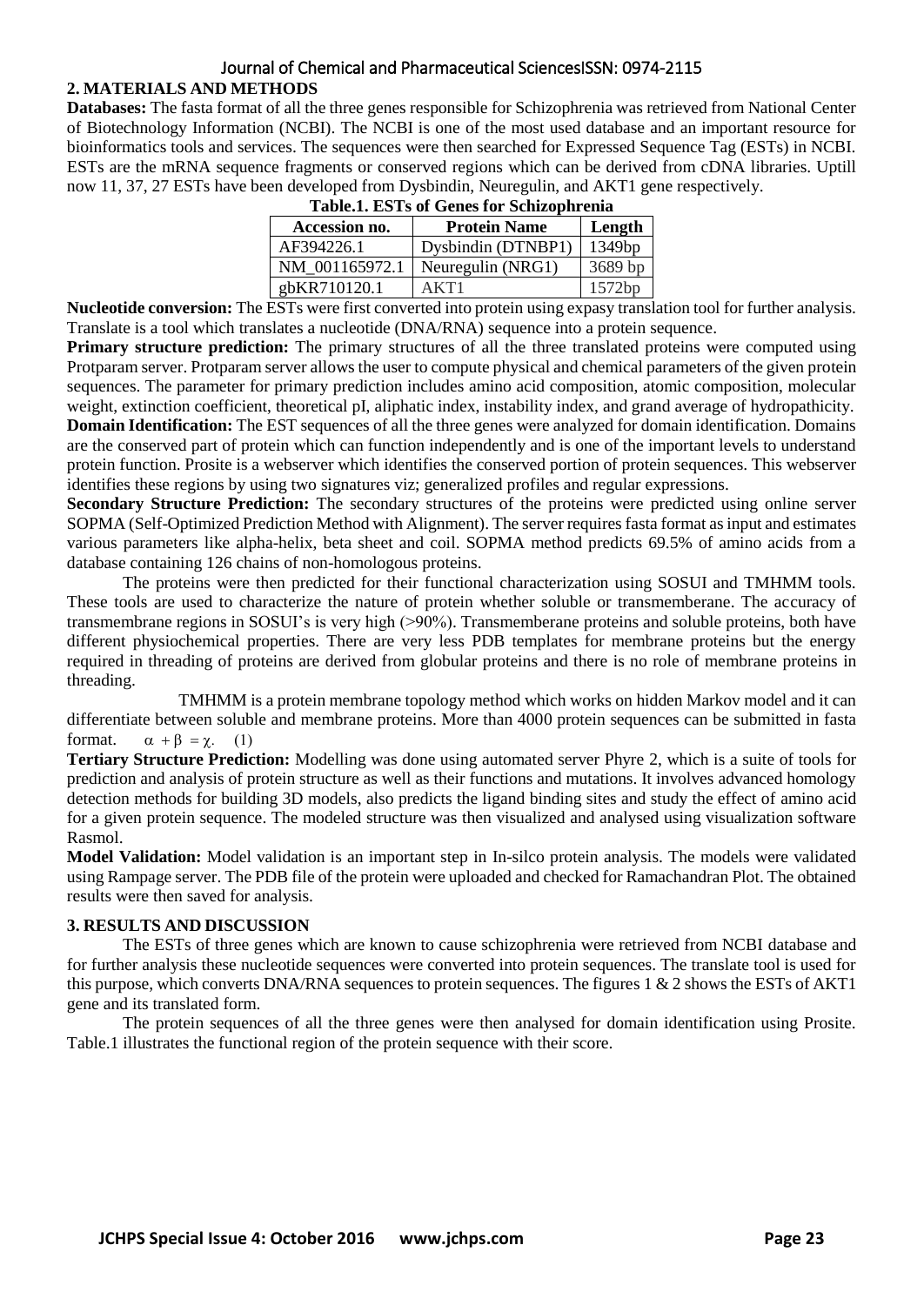## 2. MATERIALS AND METHODS

**Databases:** The fasta format of all the three genes responsible for Schizophrenia was retrieved from National Center of Biotechnology Information (NCBI). The NCBI is one of the most used database and an important resource for bioinformatics tools and services. The sequences were then searched for Expressed Sequence Tag (ESTs) in NCBI. ESTs are the mRNA sequence fragments or conserved regions which can be derived from cDNA libraries. Uptill now 11, 37, 27 ESTs have been developed from Dysbindin, Neuregulin, and AKT1 gene respectively.

**Table.1. ESTs of Genes for Schizophrenia**

| Accession no. | Protein Name | Length |
|---|---|---|
| AF394226.1 | Dysbindin (DTNBP1) | 1349bp |
| NM_001165972.1 | Neuregulin (NRG1) | 3689 bp |
| gbKR710120.1 | AKT1 | 1572bp |

**Nucleotide conversion:** The ESTs were first converted into protein using expasy translation tool for further analysis. Translate is a tool which translates a nucleotide (DNA/RNA) sequence into a protein sequence.

**Primary structure prediction:** The primary structures of all the three translated proteins were computed using Protparam server. Protparam server allows the user to compute physical and chemical parameters of the given protein sequences. The parameter for primary prediction includes amino acid composition, atomic composition, molecular weight, extinction coefficient, theoretical pI, aliphatic index, instability index, and grand average of hydropathicity.

**Domain Identification:** The EST sequences of all the three genes were analyzed for domain identification. Domains are the conserved part of protein which can function independently and is one of the important levels to understand protein function. Prosite is a webserver which identifies the conserved portion of protein sequences. This webserver identifies these regions by using two signatures viz; generalized profiles and regular expressions.

**Secondary Structure Prediction:** The secondary structures of the proteins were predicted using online server SOPMA (Self-Optimized Prediction Method with Alignment). The server requires fasta format as input and estimates various parameters like alpha-helix, beta sheet and coil. SOPMA method predicts 69.5% of amino acids from a database containing 126 chains of non-homologous proteins.

The proteins were then predicted for their functional characterization using SOSUI and TMHMM tools. These tools are used to characterize the nature of protein whether soluble or transmemberane. The accuracy of transmembrane regions in SOSUI's is very high (>90%). Transmemberane proteins and soluble proteins, both have different physiochemical properties. There are very less PDB templates for membrane proteins but the energy required in threading of proteins are derived from globular proteins and there is no role of membrane proteins in threading.

TMHMM is a protein membrane topology method which works on hidden Markov model and it can differentiate between soluble and membrane proteins. More than 4000 protein sequences can be submitted in fasta format. $\alpha + \beta = \chi$. (1)

**Tertiary Structure Prediction:** Modelling was done using automated server Phyre 2, which is a suite of tools for prediction and analysis of protein structure as well as their functions and mutations. It involves advanced homology detection methods for building 3D models, also predicts the ligand binding sites and study the effect of amino acid for a given protein sequence. The modeled structure was then visualized and analysed using visualization software Rasmol.

**Model Validation:** Model validation is an important step in In-silco protein analysis. The models were validated using Rampage server. The PDB file of the protein were uploaded and checked for Ramachandran Plot. The obtained results were then saved for analysis.

## 3. RESULTS AND DISCUSSION

The ESTs of three genes which are known to cause schizophrenia were retrieved from NCBI database and for further analysis these nucleotide sequences were converted into protein sequences. The translate tool is used for this purpose, which converts DNA/RNA sequences to protein sequences. The figures 1 & 2 shows the ESTs of AKT1 gene and its translated form.

The protein sequences of all the three genes were then analysed for domain identification using Prosite. Table.1 illustrates the functional region of the protein sequence with their score.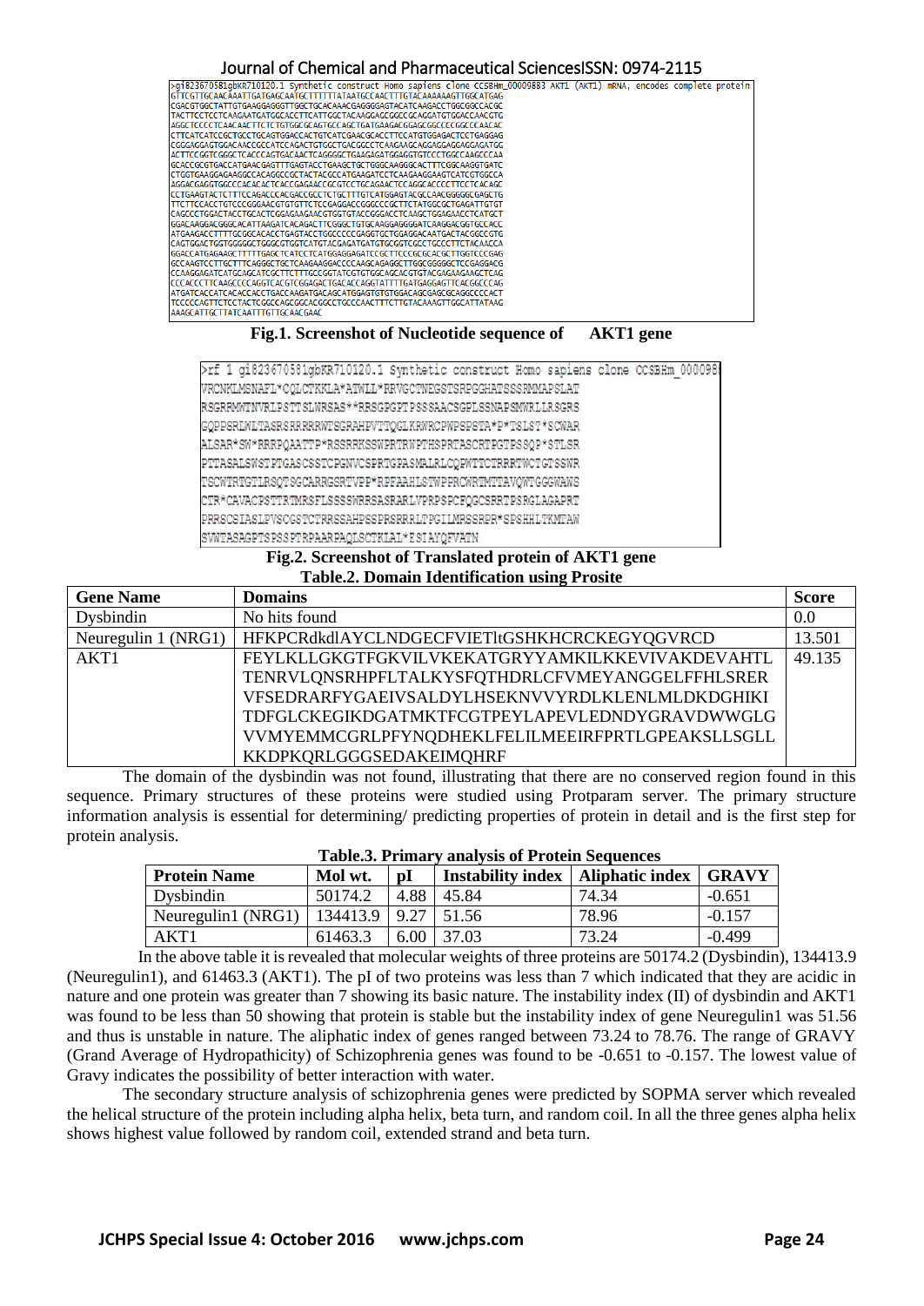```
>gi823670581gbKR710120.1 Synthetic construct Homo sapiens clone CCSBHm_00009883 AKT1 (AKT1) mRNA, encodes complete protein
GTTCGTTGCAACAAATTGATGAGCAATGCTTTTTATAATGCCAACTTTGTACAAAAAAGTTGGCATGAG
CGACGTGGCTATTGTGAAGGAGGGTTGGCTGCACAAACGAGGGGAGTACATCAAGACCTGGCGGCCACGC
TACTTCCTCCTCAAGAATGATGGCACCTTCATTGGCTACAAGGAGCGGCCGCAGGATGTGGACCAACGTG
AGGCTCCCCTCAACAACTTCTCTGTGGCGCAGTGCCAGCTGATGAAGACGGAGCGGCCCCGGCCCAACAC
CTTCATCATCCGCTGCCTGCAGTGGACCACTGTCATCGAACGCACCTTCCATGTGGAGACTCCTGAGGAG
CGGGAGGAGTGGACAACCGCCATCCAGACTGTGGCTGACGGCCTCAAGAAGCAGGAGGAGGAGGAGATGG
ACTTCCGGTCGGGCTCACCCAGTGACAACTCAGGGGCTGAAGAGATGGAGGTGTCCCTGGCCAAGCCCAA
GCACCGCGTGACCATGAACGAGTTTGAGTACCTGAAGCTGCTGGGCAAGGGCACTTTCGGCAAGGTGATC
CTGGTGAAGGAGAAGGCCACAGGCCGCTACTACGCCATGAAGATCCTCAAGAAGGAAGTCATCGTGGCCA
AGGACGAGGTGGCCCACACACTCACCGAGAACCGCGTCCTGCAGAACTCCAGGCACCCCTTCCTCACAGC
CCTGAAGTACTCTTCCAGACCCACGACCGCCTCTGCTTTGTCATGGAGTACGCCAACGGGGGCGAGCTG
TTCTTCCACCTGTCCCGGGAACGTGTGTTCTCCGAGGACCGGGCCCGCTTCTATGGCGCTGAGATTGTGT
CAGCCCTGGACTACCTGCACTCGGAGAAGAACGTGGTGTACCGGGACCTCAAGCTGGAGAACCTCATGCT
GGACAAGGACGGGCACATTAAGATCACAGACTTCGGGCTGTGCAAGGAGGGGATCAAGGACGGTGCCACC
ATGAAGACCTTTTGCGGCACACCTGAGTACCTGGCCCCCGAGGTGCTGGAGGACAATGACTACGGCCGTG
CAGTGGACTGGTGGGGGCTGGGCGTGGTCATGTACGAGATGATGTGCGGTCGCCTGCCCTTCTACAACCA
GGACCATGAGAAGCTTTTTGAGCTCATCCTCATGGAGGAGATCCGCTTCCCGCGCACGCTTGGTCCCGAG
GCCAAGTCCTTGCTTTCAGGGCTGCTCAAGAAGGACCCCAAGCAGAGGCTTGGCGGGGGCTCCGAGGACG
CCAAGGAGATCATGCAGCATCGCTTCTTTGCCGGTATCGTGTGGCAGCACGTGTACGAGAAGAAGCTCAG
CCCACCCTTCAAGCCCCAGGTCACGTCGGAGACTGACACCAGGTATTTTGATGAGGAGTTCACGGCCCAG
ATGATCACCATCACACCACCTGACCAAGATGACAGCATGGAGTGTGTGGACAGCGAGCGCAGGCCCCACT
TCCCCCAGTTCTCCTACTCGGCCAGCGGCACGGCCTGCCCAACTTTCTTGTACAAAGTTGGCATTATAAG
AAAGCATTGCTTATCAATTTGTTGCAACGAAC
```

**Fig.1. Screenshot of Nucleotide sequence of AKT1 gene**

```
>rf 1 gi823670581gbKR710120.1 Synthetic construct Homo sapiens clone CCSBHm_000098
VRCNKLMSNAFL*CQLCTKKLA*ATWLL*RRVGCTNEGSTSRPGGHATSSSRMMAPSLAT
RSGRRMWTNVRLPSTTSLWRSAS**RRSGPGPTPSSSAACSGPLSSNAPSMWRLLRSGRS
GQPPSRLWLTASRSRRRRRWTSGRAHPVTTQGLKRWRCPWPSPSTA*P*TSLST*SCWAR
ALSAR*SW*RRRPQAATTP*RSSRRKSSWPRTRWPTHSPRTASCRTPGTPSSQP*STLSR
PTTASALSWSTPTGASCSSTCPGNVCSPRTGPASMALRLCQPWTTCTRRRTWCTGTSSWR
TSCWTRTGTLRSQTSGCARRGSRTVPP*RPFAAHLSTWPPRCWRTMTTAVQWTGGGWAWS
CTR*CAVACPSTTRTMRSFLSSSWRRSASRARLVPRPSPCFQGCSRRTPSRGLAGAPRT
PRRSCSIASLPVSCGSTCTRRSSAHPSSPRSRRLTPGILMRSSRPR*SPSHHLTKMTAW
SVWTASAGPTSPSSPTRPAARPAQLSCTKLAL*ESIAYQFVATN
```

**Fig.2. Screenshot of Translated protein of AKT1 gene**

**Table.2. Domain Identification using Prosite**

| Gene Name | Domains | Score |
|---|---|---|
| Dysbindin | No hits found | 0.0 |
| Neuregulin 1 (NRG1) | HFKPCRdkdlAYCLNDGECFVIETltGSHKHCRCKEGYQGVRCD | 13.501 |
| AKT1 | FEYLKLLGKGTFGKVILVKEKATGRYYAMKILKKEVIVAKDEVAHTL TENRVLQNSRHPFLTALKYSFQTHDRLCFVMEYANGGELFFHLSRER VFSEDRARFYGAEIVSALDYLHSEKNVVYRDLKLENLMLDKDGHIKI TDFGLCKEGIKDGATMKTFCGTPEYLAPEVLEDNDYGRAVDWWGLG VVMYEMMCGRLPFYNQDHEKLFELILMEEIRFPRTLGPEAKSLLSGLL KKDPKQRLGGGSEDAKEIMQHRF | 49.135 |

The domain of the dysbindin was not found, illustrating that there are no conserved region found in this sequence. Primary structures of these proteins were studied using Protparam server. The primary structure information analysis is essential for determining/ predicting properties of protein in detail and is the first step for protein analysis.

**Table.3. Primary analysis of Protein Sequences**

| Protein Name | Mol wt. | pI | Instability index | Aliphatic index | GRAVY |
|---|---|---|---|---|---|
| Dysbindin | 50174.2 | 4.88 | 45.84 | 74.34 | -0.651 |
| Neuregulin1 (NRG1) | 134413.9 | 9.27 | 51.56 | 78.96 | -0.157 |
| AKT1 | 61463.3 | 6.00 | 37.03 | 73.24 | -0.499 |

In the above table it is revealed that molecular weights of three proteins are 50174.2 (Dysbindin), 134413.9 (Neuregulin1), and 61463.3 (AKT1). The pI of two proteins was less than 7 which indicated that they are acidic in nature and one protein was greater than 7 showing its basic nature. The instability index (II) of dysbindin and AKT1 was found to be less than 50 showing that protein is stable but the instability index of gene Neuregulin1 was 51.56 and thus is unstable in nature. The aliphatic index of genes ranged between 73.24 to 78.76. The range of GRAVY (Grand Average of Hydropathicity) of Schizophrenia genes was found to be -0.651 to -0.157. The lowest value of Gravy indicates the possibility of better interaction with water.

The secondary structure analysis of schizophrenia genes were predicted by SOPMA server which revealed the helical structure of the protein including alpha helix, beta turn, and random coil. In all the three genes alpha helix shows highest value followed by random coil, extended strand and beta turn.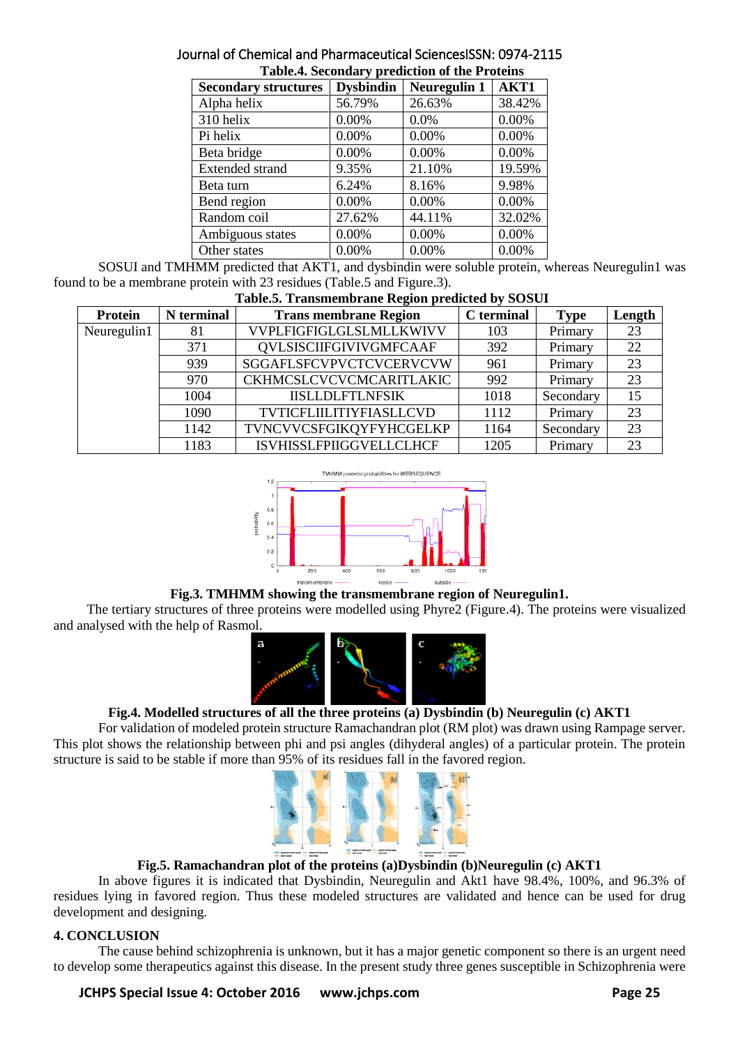**Table.4. Secondary prediction of the Proteins**

| Secondary structures | Dysbindin | Neuregulin 1 | AKT1 |
|---|---|---|---|
| Alpha helix | 56.79% | 26.63% | 38.42% |
| 310 helix | 0.00% | 0.0% | 0.00% |
| Pi helix | 0.00% | 0.00% | 0.00% |
| Beta bridge | 0.00% | 0.00% | 0.00% |
| Extended strand | 9.35% | 21.10% | 19.59% |
| Beta turn | 6.24% | 8.16% | 9.98% |
| Bend region | 0.00% | 0.00% | 0.00% |
| Random coil | 27.62% | 44.11% | 32.02% |
| Ambiguous states | 0.00% | 0.00% | 0.00% |
| Other states | 0.00% | 0.00% | 0.00% |

SOSUI and TMHMM predicted that AKT1, and dysbindin were soluble protein, whereas Neuregulin1 was found to be a membrane protein with 23 residues (Table.5 and Figure.3).

**Table.5. Transmembrane Region predicted by SOSUI**

| Protein | N terminal | Trans membrane Region | C terminal | Type | Length |
|---|---|---|---|---|---|
| Neuregulin1 | 81 | VVPLFIGFIGLGLSLMLLKWIVV | 103 | Primary | 23 |
| | 371 | QVLSISCIIFGIVIVGMFCAAF | 392 | Primary | 22 |
| | 939 | SGGAFLSFCVPVCTCVCERVCVW | 961 | Primary | 23 |
| | 970 | CKHMCSLCVCVCMCARITLAKIC | 992 | Primary | 23 |
| | 1004 | IISLLDLFTLNFSIK | 1018 | Secondary | 15 |
| | 1090 | TVTICFLIILITIYFIASLLCVD | 1112 | Primary | 23 |
| | 1142 | TVNCVVCSFGIKQYFYHCGELKP | 1164 | Secondary | 23 |
| | 1183 | ISVHISSLFPIIGGVELLCLHCF | 1205 | Primary | 23 |

**Fig.3. TMHMM showing the transmembrane region of Neuregulin1.**

The tertiary structures of three proteins were modelled using Phyre2 (Figure.4). The proteins were visualized and analysed with the help of Rasmol.

**Fig.4. Modelled structures of all the three proteins (a) Dysbindin (b) Neuregulin (c) AKT1**

For validation of modeled protein structure Ramachandran plot (RM plot) was drawn using Rampage server. This plot shows the relationship between phi and psi angles (dihyderal angles) of a particular protein. The protein structure is said to be stable if more than 95% of its residues fall in the favored region.

**Fig.5. Ramachandran plot of the proteins (a)Dysbindin (b)Neuregulin (c) AKT1**

In above figures it is indicated that Dysbindin, Neuregulin and Akt1 have 98.4%, 100%, and 96.3% of residues lying in favored region. Thus these modeled structures are validated and hence can be used for drug development and designing.

## 4. CONCLUSION

The cause behind schizophrenia is unknown, but it has a major genetic component so there is an urgent need to develop some therapeutics against this disease. In the present study three genes susceptible in Schizophrenia were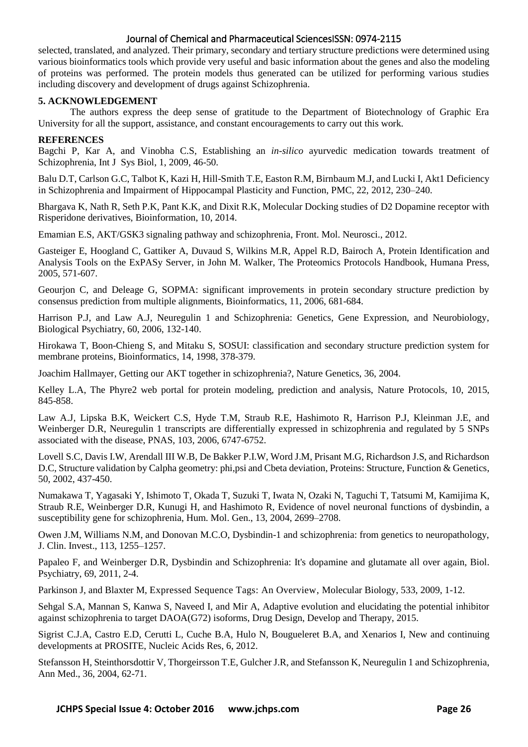selected, translated, and analyzed. Their primary, secondary and tertiary structure predictions were determined using various bioinformatics tools which provide very useful and basic information about the genes and also the modeling of proteins was performed. The protein models thus generated can be utilized for performing various studies including discovery and development of drugs against Schizophrenia.

## 5. ACKNOWLEDGEMENT

The authors express the deep sense of gratitude to the Department of Biotechnology of Graphic Era University for all the support, assistance, and constant encouragements to carry out this work.

## REFERENCES

Bagchi P, Kar A, and Vinobha C.S, Establishing an *in-silico* ayurvedic medication towards treatment of Schizophrenia, Int J Sys Biol, 1, 2009, 46-50.

Balu D.T, Carlson G.C, Talbot K, Kazi H, Hill-Smith T.E, Easton R.M, Birnbaum M.J, and Lucki I, Akt1 Deficiency in Schizophrenia and Impairment of Hippocampal Plasticity and Function, PMC, 22, 2012, 230–240.

Bhargava K, Nath R, Seth P.K, Pant K.K, and Dixit R.K, Molecular Docking studies of D2 Dopamine receptor with Risperidone derivatives, Bioinformation, 10, 2014.

Emamian E.S, AKT/GSK3 signaling pathway and schizophrenia, Front. Mol. Neurosci., 2012.

Gasteiger E, Hoogland C, Gattiker A, Duvaud S, Wilkins M.R, Appel R.D, Bairoch A, Protein Identification and Analysis Tools on the ExPASy Server, in John M. Walker, The Proteomics Protocols Handbook, Humana Press, 2005, 571-607.

Geourjon C, and Deleage G, SOPMA: significant improvements in protein secondary structure prediction by consensus prediction from multiple alignments, Bioinformatics, 11, 2006, 681-684.

Harrison P.J, and Law A.J, Neuregulin 1 and Schizophrenia: Genetics, Gene Expression, and Neurobiology, Biological Psychiatry, 60, 2006, 132-140.

Hirokawa T, Boon-Chieng S, and Mitaku S, SOSUI: classification and secondary structure prediction system for membrane proteins, Bioinformatics, 14, 1998, 378-379.

Joachim Hallmayer, Getting our AKT together in schizophrenia?, Nature Genetics, 36, 2004.

Kelley L.A, The Phyre2 web portal for protein modeling, prediction and analysis, Nature Protocols, 10, 2015, 845-858.

Law A.J, Lipska B.K, Weickert C.S, Hyde T.M, Straub R.E, Hashimoto R, Harrison P.J, Kleinman J.E, and Weinberger D.R, Neuregulin 1 transcripts are differentially expressed in schizophrenia and regulated by 5 SNPs associated with the disease, PNAS, 103, 2006, 6747-6752.

Lovell S.C, Davis I.W, Arendall III W.B, De Bakker P.I.W, Word J.M, Prisant M.G, Richardson J.S, and Richardson D.C, Structure validation by Calpha geometry: phi,psi and Cbeta deviation, Proteins: Structure, Function & Genetics, 50, 2002, 437-450.

Numakawa T, Yagasaki Y, Ishimoto T, Okada T, Suzuki T, Iwata N, Ozaki N, Taguchi T, Tatsumi M, Kamijima K, Straub R.E, Weinberger D.R, Kunugi H, and Hashimoto R, Evidence of novel neuronal functions of dysbindin, a susceptibility gene for schizophrenia, Hum. Mol. Gen., 13, 2004, 2699–2708.

Owen J.M, Williams N.M, and Donovan M.C.O, Dysbindin-1 and schizophrenia: from genetics to neuropathology, J. Clin. Invest., 113, 1255–1257.

Papaleo F, and Weinberger D.R, Dysbindin and Schizophrenia: It's dopamine and glutamate all over again, Biol. Psychiatry, 69, 2011, 2-4.

Parkinson J, and Blaxter M, Expressed Sequence Tags: An Overview, Molecular Biology, 533, 2009, 1-12.

Sehgal S.A, Mannan S, Kanwa S, Naveed I, and Mir A, Adaptive evolution and elucidating the potential inhibitor against schizophrenia to target DAOA(G72) isoforms, Drug Design, Develop and Therapy, 2015.

Sigrist C.J.A, Castro E.D, Cerutti L, Cuche B.A, Hulo N, Bougueleret B.A, and Xenarios I, New and continuing developments at PROSITE, Nucleic Acids Res, 6, 2012.

Stefansson H, Steinthorsdottir V, Thorgeirsson T.E, Gulcher J.R, and Stefansson K, Neuregulin 1 and Schizophrenia, Ann Med., 36, 2004, 62-71.